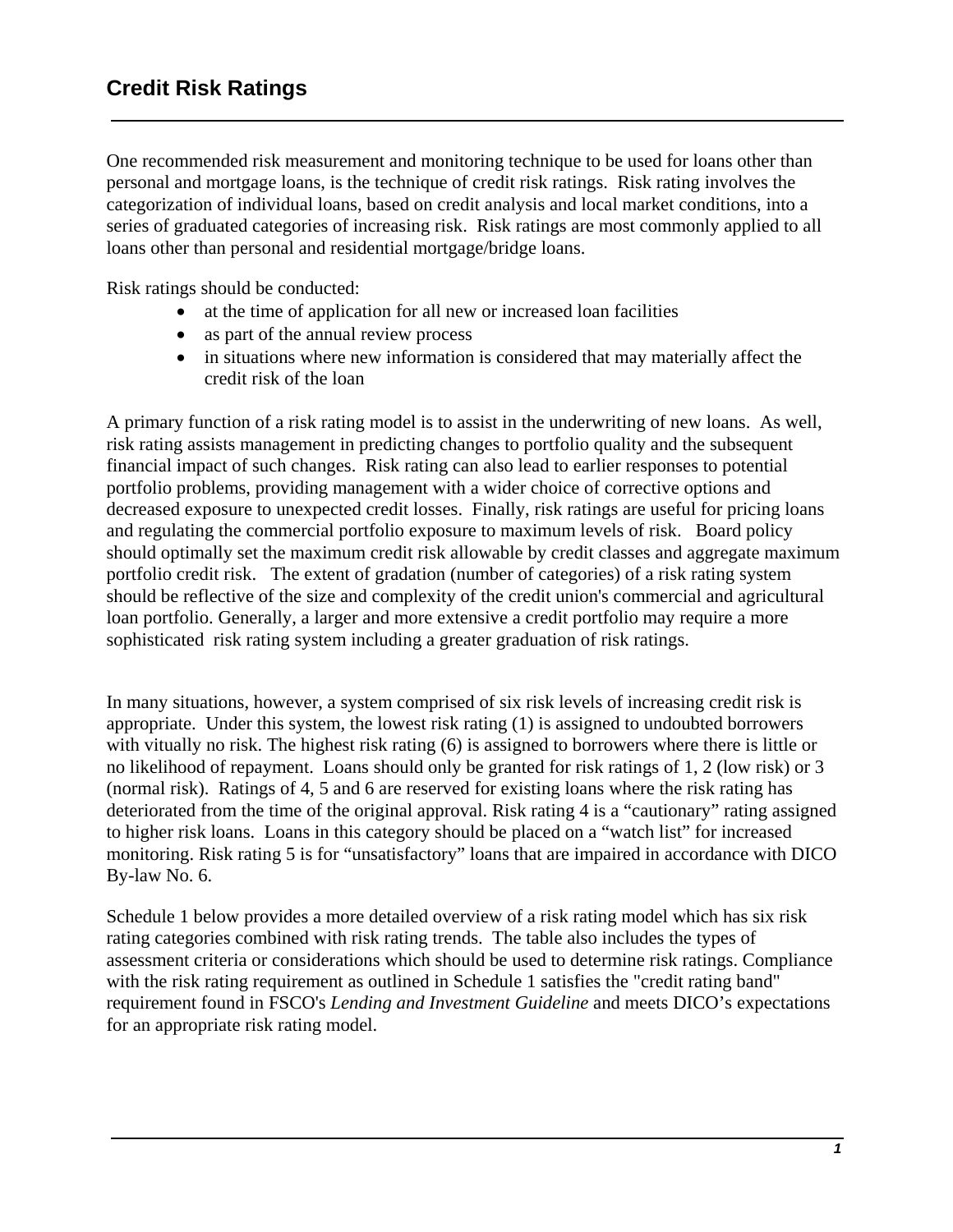# Credit Risk Ratings

One recommended risk measurement and monitoring technique to be used for loans other than personal and mortgage loans, is the technique of credit risk ratings. Risk rating involves the categorization of individual loans, based on credit analysis and local market conditions, into a series of graduated categories of increasing risk. Risk ratings are most commonly applied to all loans other than personal and residential mortgage/bridge loans.

Risk ratings should be conducted:

- at the time of application for all new or increased loan facilities
- as part of the annual review process
- in situations where new information is considered that may materially affect the credit risk of the loan

A primary function of a risk rating model is to assist in the underwriting of new loans. As well, risk rating assists management in predicting changes to portfolio quality and the subsequent financial impact of such changes. Risk rating can also lead to earlier responses to potential portfolio problems, providing management with a wider choice of corrective options and decreased exposure to unexpected credit losses. Finally, risk ratings are useful for pricing loans and regulating the commercial portfolio exposure to maximum levels of risk. Board policy should optimally set the maximum credit risk allowable by credit classes and aggregate maximum portfolio credit risk. The extent of gradation (number of categories) of a risk rating system should be reflective of the size and complexity of the credit union's commercial and agricultural loan portfolio. Generally, a larger and more extensive a credit portfolio may require a more sophisticated risk rating system including a greater graduation of risk ratings.

In many situations, however, a system comprised of six risk levels of increasing credit risk is appropriate. Under this system, the lowest risk rating (1) is assigned to undoubted borrowers with vitually no risk. The highest risk rating (6) is assigned to borrowers where there is little or no likelihood of repayment. Loans should only be granted for risk ratings of 1, 2 (low risk) or 3 (normal risk). Ratings of 4, 5 and 6 are reserved for existing loans where the risk rating has deteriorated from the time of the original approval. Risk rating 4 is a "cautionary" rating assigned to higher risk loans. Loans in this category should be placed on a "watch list" for increased monitoring. Risk rating 5 is for "unsatisfactory" loans that are impaired in accordance with DICO By-law No. 6.

Schedule 1 below provides a more detailed overview of a risk rating model which has six risk rating categories combined with risk rating trends. The table also includes the types of assessment criteria or considerations which should be used to determine risk ratings. Compliance with the risk rating requirement as outlined in Schedule 1 satisfies the "credit rating band" requirement found in FSCO's *Lending and Investment Guideline* and meets DICO's expectations for an appropriate risk rating model.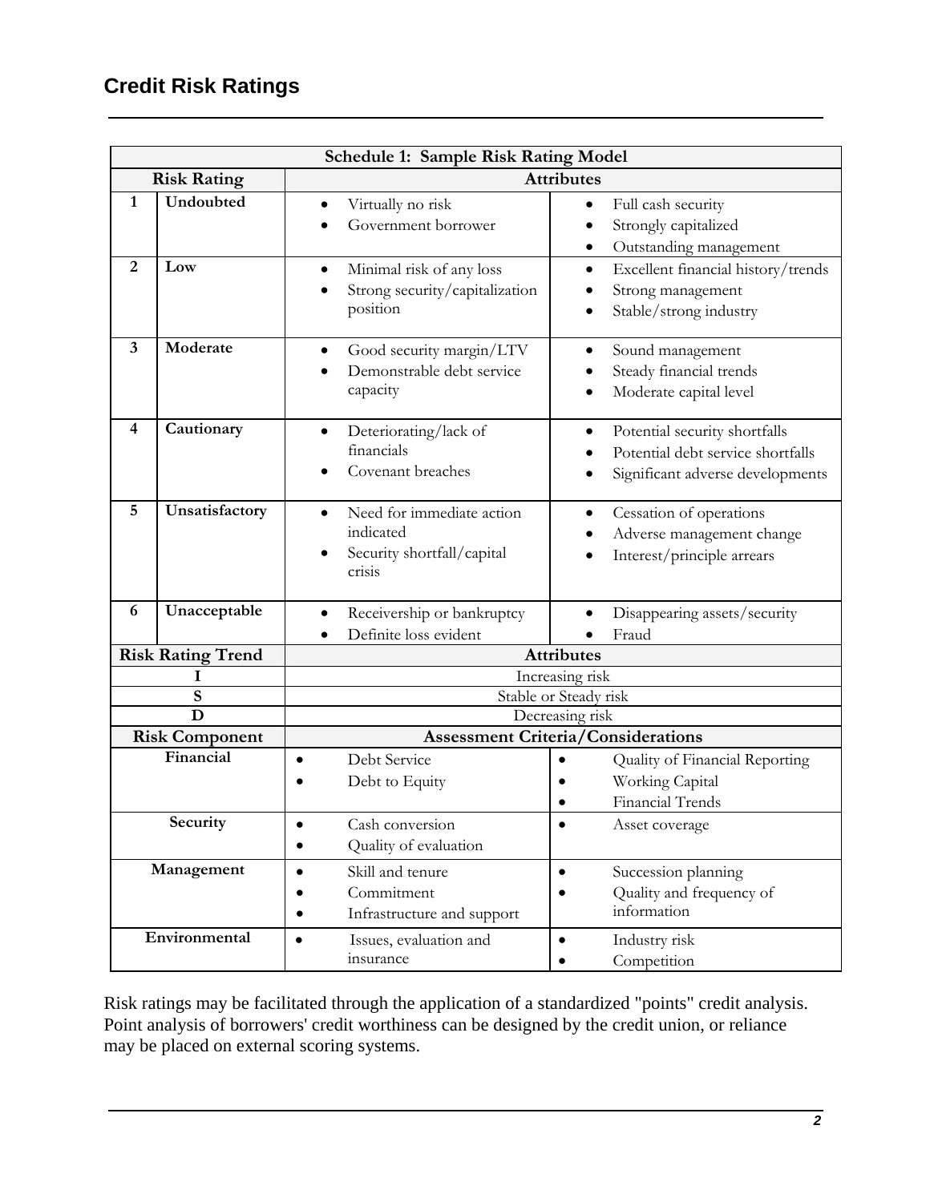## Credit Risk Ratings

| Schedule 1: Sample Risk Rating Model | | | |
|---|---|---|---|
| **Risk Rating** | | **Attributes** | |
| **1** | **Undoubted** | • Virtually no risk<br>• Government borrower | • Full cash security<br>• Strongly capitalized<br>• Outstanding management |
| **2** | **Low** | • Minimal risk of any loss<br>• Strong security/capitalization position | • Excellent financial history/trends<br>• Strong management<br>• Stable/strong industry |
| **3** | **Moderate** | • Good security margin/LTV<br>• Demonstrable debt service capacity | • Sound management<br>• Steady financial trends<br>• Moderate capital level |
| **4** | **Cautionary** | • Deteriorating/lack of financials<br>• Covenant breaches | • Potential security shortfalls<br>• Potential debt service shortfalls<br>• Significant adverse developments |
| **5** | **Unsatisfactory** | • Need for immediate action indicated<br>• Security shortfall/capital crisis | • Cessation of operations<br>• Adverse management change<br>• Interest/principle arrears |
| **6** | **Unacceptable** | • Receivership or bankruptcy<br>• Definite loss evident | • Disappearing assets/security<br>• Fraud |
| **Risk Rating Trend** | | **Attributes** | |
| **I** | | Increasing risk | |
| **S** | | Stable or Steady risk | |
| **D** | | Decreasing risk | |
| **Risk Component** | | **Assessment Criteria/Considerations** | |
| **Financial** | | • Debt Service<br>• Debt to Equity | • Quality of Financial Reporting<br>• Working Capital<br>• Financial Trends |
| **Security** | | • Cash conversion<br>• Quality of evaluation | • Asset coverage |
| **Management** | | • Skill and tenure<br>• Commitment<br>• Infrastructure and support | • Succession planning<br>• Quality and frequency of information |
| **Environmental** | | • Issues, evaluation and insurance | • Industry risk<br>• Competition |

Risk ratings may be facilitated through the application of a standardized "points" credit analysis. Point analysis of borrowers' credit worthiness can be designed by the credit union, or reliance may be placed on external scoring systems.